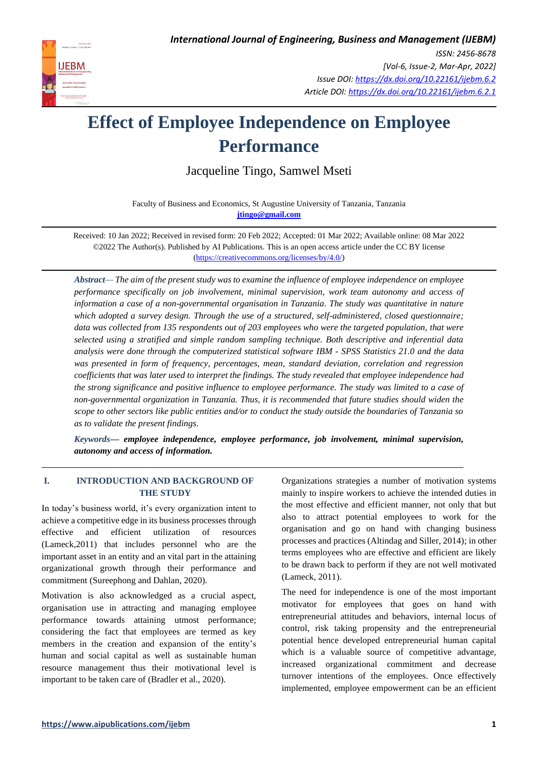# Effect of Employee Independence on Employee Performance

Jacqueline Tingo, Samwel Mseti

Faculty of Business and Economics, St Augustine University of Tanzania, Tanzania
**jtingo@gmail.com**

Received: 10 Jan 2022; Received in revised form: 20 Feb 2022; Accepted: 01 Mar 2022; Available online: 08 Mar 2022
©2022 The Author(s). Published by AI Publications. This is an open access article under the CC BY license (https://creativecommons.org/licenses/by/4.0/)

***Abstract*****—** *The aim of the present study was to examine the influence of employee independence on employee performance specifically on job involvement, minimal supervision, work team autonomy and access of information a case of a non-governmental organisation in Tanzania. The study was quantitative in nature which adopted a survey design. Through the use of a structured, self-administered, closed questionnaire; data was collected from 135 respondents out of 203 employees who were the targeted population, that were selected using a stratified and simple random sampling technique. Both descriptive and inferential data analysis were done through the computerized statistical software IBM - SPSS Statistics 21.0 and the data was presented in form of frequency, percentages, mean, standard deviation, correlation and regression coefficients that was later used to interpret the findings. The study revealed that employee independence had the strong significance and positive influence to employee performance. The study was limited to a case of non-governmental organization in Tanzania. Thus, it is recommended that future studies should widen the scope to other sectors like public entities and/or to conduct the study outside the boundaries of Tanzania so as to validate the present findings.*

***Keywords*****— *employee independence, employee performance, job involvement, minimal supervision, autonomy and access of information.***

## I. INTRODUCTION AND BACKGROUND OF THE STUDY

In today's business world, it's every organization intent to achieve a competitive edge in its business processes through effective and efficient utilization of resources (Lameck,2011) that includes personnel who are the important asset in an entity and an vital part in the attaining organizational growth through their performance and commitment (Sureephong and Dahlan, 2020).

Motivation is also acknowledged as a crucial aspect, organisation use in attracting and managing employee performance towards attaining utmost performance; considering the fact that employees are termed as key members in the creation and expansion of the entity's human and social capital as well as sustainable human resource management thus their motivational level is important to be taken care of (Bradler et al., 2020).

Organizations strategies a number of motivation systems mainly to inspire workers to achieve the intended duties in the most effective and efficient manner, not only that but also to attract potential employees to work for the organisation and go on hand with changing business processes and practices (Altindag and Siller, 2014); in other terms employees who are effective and efficient are likely to be drawn back to perform if they are not well motivated (Lameck, 2011).

The need for independence is one of the most important motivator for employees that goes on hand with entrepreneurial attitudes and behaviors, internal locus of control, risk taking propensity and the entrepreneurial potential hence developed entrepreneurial human capital which is a valuable source of competitive advantage, increased organizational commitment and decrease turnover intentions of the employees. Once effectively implemented, employee empowerment can be an efficient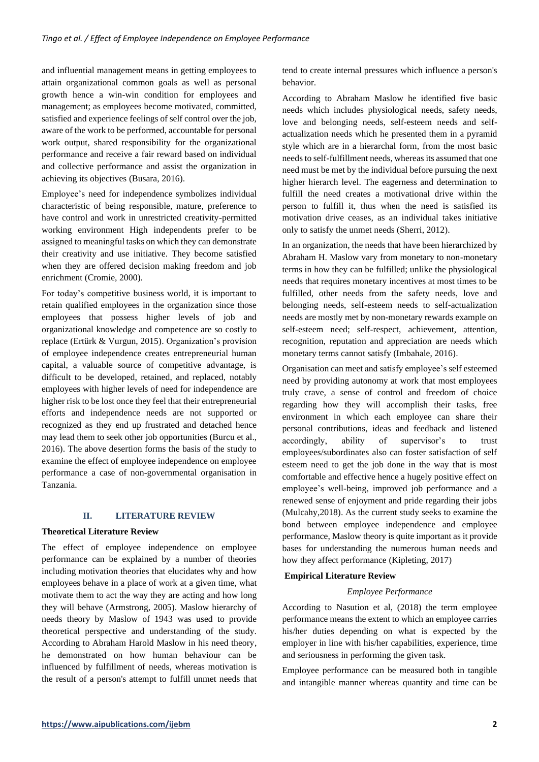and influential management means in getting employees to attain organizational common goals as well as personal growth hence a win-win condition for employees and management; as employees become motivated, committed, satisfied and experience feelings of self control over the job, aware of the work to be performed, accountable for personal work output, shared responsibility for the organizational performance and receive a fair reward based on individual and collective performance and assist the organization in achieving its objectives (Busara, 2016).

Employee's need for independence symbolizes individual characteristic of being responsible, mature, preference to have control and work in unrestricted creativity-permitted working environment High independents prefer to be assigned to meaningful tasks on which they can demonstrate their creativity and use initiative. They become satisfied when they are offered decision making freedom and job enrichment (Cromie, 2000).

For today's competitive business world, it is important to retain qualified employees in the organization since those employees that possess higher levels of job and organizational knowledge and competence are so costly to replace (Ertürk & Vurgun, 2015). Organization's provision of employee independence creates entrepreneurial human capital, a valuable source of competitive advantage, is difficult to be developed, retained, and replaced, notably employees with higher levels of need for independence are higher risk to be lost once they feel that their entrepreneurial efforts and independence needs are not supported or recognized as they end up frustrated and detached hence may lead them to seek other job opportunities (Burcu et al., 2016). The above desertion forms the basis of the study to examine the effect of employee independence on employee performance a case of non-governmental organisation in Tanzania.

## II. LITERATURE REVIEW

### Theoretical Literature Review

The effect of employee independence on employee performance can be explained by a number of theories including motivation theories that elucidates why and how employees behave in a place of work at a given time, what motivate them to act the way they are acting and how long they will behave (Armstrong, 2005). Maslow hierarchy of needs theory by Maslow of 1943 was used to provide theoretical perspective and understanding of the study. According to Abraham Harold Maslow in his need theory, he demonstrated on how human behaviour can be influenced by fulfillment of needs, whereas motivation is the result of a person's attempt to fulfill unmet needs that tend to create internal pressures which influence a person's behavior.

According to Abraham Maslow he identified five basic needs which includes physiological needs, safety needs, love and belonging needs, self-esteem needs and self-actualization needs which he presented them in a pyramid style which are in a hierarchal form, from the most basic needs to self-fulfillment needs, whereas its assumed that one need must be met by the individual before pursuing the next higher hierarch level. The eagerness and determination to fulfill the need creates a motivational drive within the person to fulfill it, thus when the need is satisfied its motivation drive ceases, as an individual takes initiative only to satisfy the unmet needs (Sherri, 2012).

In an organization, the needs that have been hierarchized by Abraham H. Maslow vary from monetary to non-monetary terms in how they can be fulfilled; unlike the physiological needs that requires monetary incentives at most times to be fulfilled, other needs from the safety needs, love and belonging needs, self-esteem needs to self-actualization needs are mostly met by non-monetary rewards example on self-esteem need; self-respect, achievement, attention, recognition, reputation and appreciation are needs which monetary terms cannot satisfy (Imbahale, 2016).

Organisation can meet and satisfy employee's self esteemed need by providing autonomy at work that most employees truly crave, a sense of control and freedom of choice regarding how they will accomplish their tasks, free environment in which each employee can share their personal contributions, ideas and feedback and listened accordingly, ability of supervisor's to trust employees/subordinates also can foster satisfaction of self esteem need to get the job done in the way that is most comfortable and effective hence a hugely positive effect on employee's well-being, improved job performance and a renewed sense of enjoyment and pride regarding their jobs (Mulcahy,2018). As the current study seeks to examine the bond between employee independence and employee performance, Maslow theory is quite important as it provide bases for understanding the numerous human needs and how they affect performance (Kipleting, 2017)

### Empirical Literature Review

#### *Employee Performance*

According to Nasution et al, (2018) the term employee performance means the extent to which an employee carries his/her duties depending on what is expected by the employer in line with his/her capabilities, experience, time and seriousness in performing the given task.

Employee performance can be measured both in tangible and intangible manner whereas quantity and time can be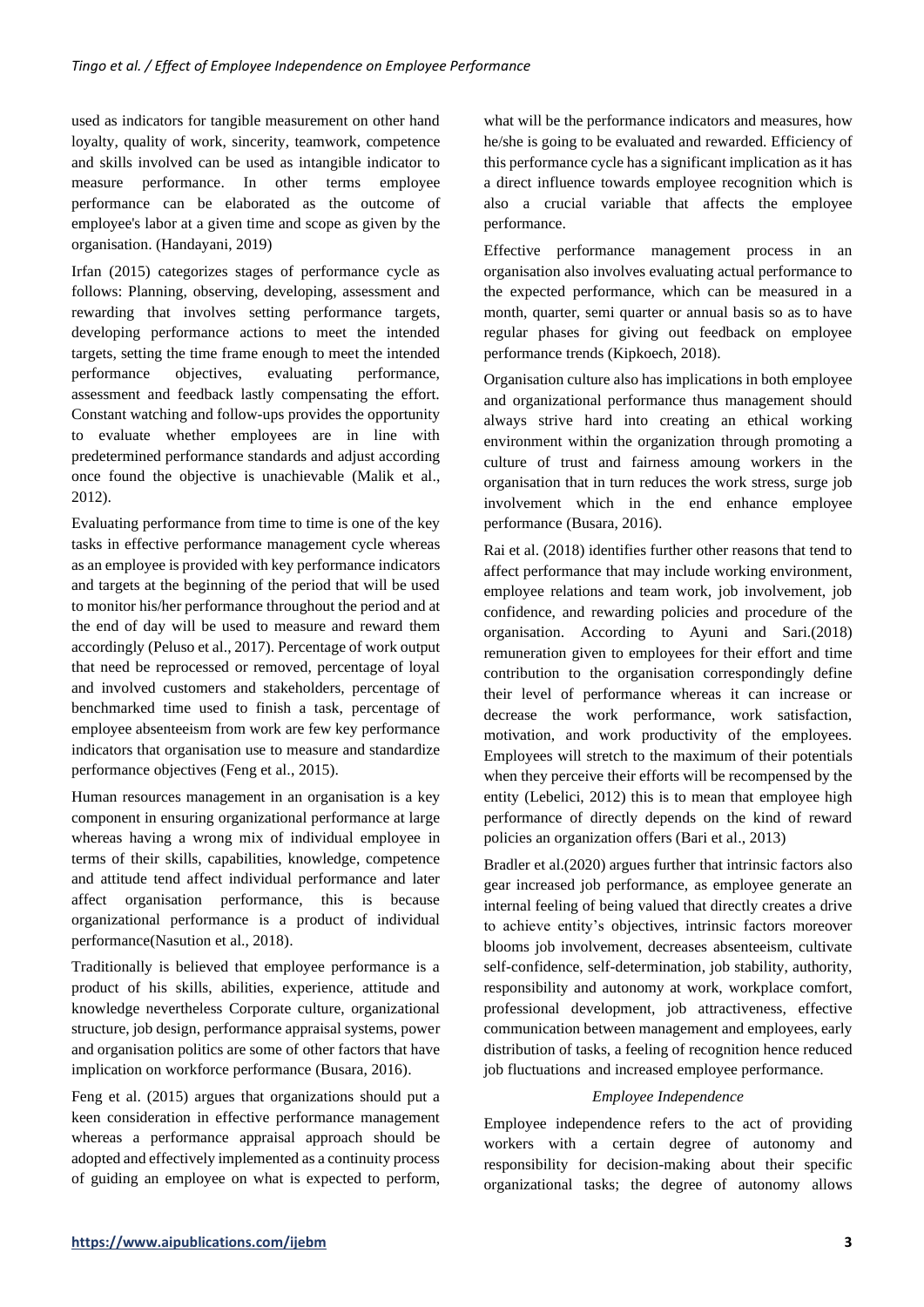used as indicators for tangible measurement on other hand loyalty, quality of work, sincerity, teamwork, competence and skills involved can be used as intangible indicator to measure performance. In other terms employee performance can be elaborated as the outcome of employee's labor at a given time and scope as given by the organisation. (Handayani, 2019)

Irfan (2015) categorizes stages of performance cycle as follows: Planning, observing, developing, assessment and rewarding that involves setting performance targets, developing performance actions to meet the intended targets, setting the time frame enough to meet the intended performance objectives, evaluating performance, assessment and feedback lastly compensating the effort. Constant watching and follow-ups provides the opportunity to evaluate whether employees are in line with predetermined performance standards and adjust according once found the objective is unachievable (Malik et al., 2012).

Evaluating performance from time to time is one of the key tasks in effective performance management cycle whereas as an employee is provided with key performance indicators and targets at the beginning of the period that will be used to monitor his/her performance throughout the period and at the end of day will be used to measure and reward them accordingly (Peluso et al., 2017). Percentage of work output that need be reprocessed or removed, percentage of loyal and involved customers and stakeholders, percentage of benchmarked time used to finish a task, percentage of employee absenteeism from work are few key performance indicators that organisation use to measure and standardize performance objectives (Feng et al., 2015).

Human resources management in an organisation is a key component in ensuring organizational performance at large whereas having a wrong mix of individual employee in terms of their skills, capabilities, knowledge, competence and attitude tend affect individual performance and later affect organisation performance, this is because organizational performance is a product of individual performance(Nasution et al., 2018).

Traditionally is believed that employee performance is a product of his skills, abilities, experience, attitude and knowledge nevertheless Corporate culture, organizational structure, job design, performance appraisal systems, power and organisation politics are some of other factors that have implication on workforce performance (Busara, 2016).

Feng et al. (2015) argues that organizations should put a keen consideration in effective performance management whereas a performance appraisal approach should be adopted and effectively implemented as a continuity process of guiding an employee on what is expected to perform, what will be the performance indicators and measures, how he/she is going to be evaluated and rewarded. Efficiency of this performance cycle has a significant implication as it has a direct influence towards employee recognition which is also a crucial variable that affects the employee performance.

Effective performance management process in an organisation also involves evaluating actual performance to the expected performance, which can be measured in a month, quarter, semi quarter or annual basis so as to have regular phases for giving out feedback on employee performance trends (Kipkoech, 2018).

Organisation culture also has implications in both employee and organizational performance thus management should always strive hard into creating an ethical working environment within the organization through promoting a culture of trust and fairness amoung workers in the organisation that in turn reduces the work stress, surge job involvement which in the end enhance employee performance (Busara, 2016).

Rai et al. (2018) identifies further other reasons that tend to affect performance that may include working environment, employee relations and team work, job involvement, job confidence, and rewarding policies and procedure of the organisation. According to Ayuni and Sari.(2018) remuneration given to employees for their effort and time contribution to the organisation correspondingly define their level of performance whereas it can increase or decrease the work performance, work satisfaction, motivation, and work productivity of the employees. Employees will stretch to the maximum of their potentials when they perceive their efforts will be recompensed by the entity (Lebelici, 2012) this is to mean that employee high performance of directly depends on the kind of reward policies an organization offers (Bari et al., 2013)

Bradler et al.(2020) argues further that intrinsic factors also gear increased job performance, as employee generate an internal feeling of being valued that directly creates a drive to achieve entity's objectives, intrinsic factors moreover blooms job involvement, decreases absenteeism, cultivate self-confidence, self-determination, job stability, authority, responsibility and autonomy at work, workplace comfort, professional development, job attractiveness, effective communication between management and employees, early distribution of tasks, a feeling of recognition hence reduced job fluctuations and increased employee performance.

### *Employee Independence*

Employee independence refers to the act of providing workers with a certain degree of autonomy and responsibility for decision-making about their specific organizational tasks; the degree of autonomy allows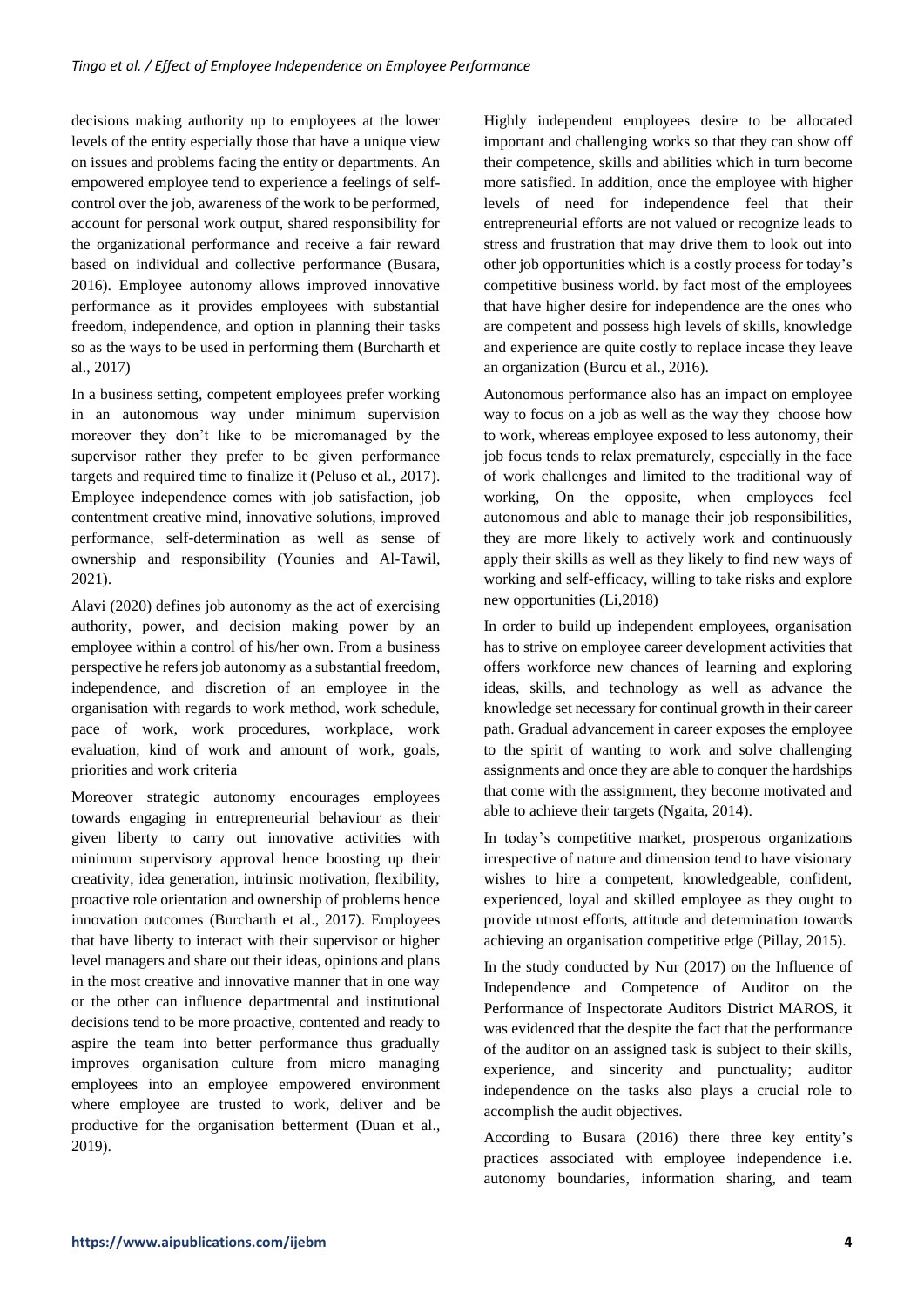decisions making authority up to employees at the lower levels of the entity especially those that have a unique view on issues and problems facing the entity or departments. An empowered employee tend to experience a feelings of self-control over the job, awareness of the work to be performed, account for personal work output, shared responsibility for the organizational performance and receive a fair reward based on individual and collective performance (Busara, 2016). Employee autonomy allows improved innovative performance as it provides employees with substantial freedom, independence, and option in planning their tasks so as the ways to be used in performing them (Burcharth et al., 2017)

In a business setting, competent employees prefer working in an autonomous way under minimum supervision moreover they don't like to be micromanaged by the supervisor rather they prefer to be given performance targets and required time to finalize it (Peluso et al., 2017). Employee independence comes with job satisfaction, job contentment creative mind, innovative solutions, improved performance, self-determination as well as sense of ownership and responsibility (Younies and Al-Tawil, 2021).

Alavi (2020) defines job autonomy as the act of exercising authority, power, and decision making power by an employee within a control of his/her own. From a business perspective he refers job autonomy as a substantial freedom, independence, and discretion of an employee in the organisation with regards to work method, work schedule, pace of work, work procedures, workplace, work evaluation, kind of work and amount of work, goals, priorities and work criteria

Moreover strategic autonomy encourages employees towards engaging in entrepreneurial behaviour as their given liberty to carry out innovative activities with minimum supervisory approval hence boosting up their creativity, idea generation, intrinsic motivation, flexibility, proactive role orientation and ownership of problems hence innovation outcomes (Burcharth et al., 2017). Employees that have liberty to interact with their supervisor or higher level managers and share out their ideas, opinions and plans in the most creative and innovative manner that in one way or the other can influence departmental and institutional decisions tend to be more proactive, contented and ready to aspire the team into better performance thus gradually improves organisation culture from micro managing employees into an employee empowered environment where employee are trusted to work, deliver and be productive for the organisation betterment (Duan et al., 2019).

Highly independent employees desire to be allocated important and challenging works so that they can show off their competence, skills and abilities which in turn become more satisfied. In addition, once the employee with higher levels of need for independence feel that their entrepreneurial efforts are not valued or recognize leads to stress and frustration that may drive them to look out into other job opportunities which is a costly process for today's competitive business world. by fact most of the employees that have higher desire for independence are the ones who are competent and possess high levels of skills, knowledge and experience are quite costly to replace incase they leave an organization (Burcu et al., 2016).

Autonomous performance also has an impact on employee way to focus on a job as well as the way they choose how to work, whereas employee exposed to less autonomy, their job focus tends to relax prematurely, especially in the face of work challenges and limited to the traditional way of working, On the opposite, when employees feel autonomous and able to manage their job responsibilities, they are more likely to actively work and continuously apply their skills as well as they likely to find new ways of working and self-efficacy, willing to take risks and explore new opportunities (Li,2018)

In order to build up independent employees, organisation has to strive on employee career development activities that offers workforce new chances of learning and exploring ideas, skills, and technology as well as advance the knowledge set necessary for continual growth in their career path. Gradual advancement in career exposes the employee to the spirit of wanting to work and solve challenging assignments and once they are able to conquer the hardships that come with the assignment, they become motivated and able to achieve their targets (Ngaita, 2014).

In today's competitive market, prosperous organizations irrespective of nature and dimension tend to have visionary wishes to hire a competent, knowledgeable, confident, experienced, loyal and skilled employee as they ought to provide utmost efforts, attitude and determination towards achieving an organisation competitive edge (Pillay, 2015).

In the study conducted by Nur (2017) on the Influence of Independence and Competence of Auditor on the Performance of Inspectorate Auditors District MAROS, it was evidenced that the despite the fact that the performance of the auditor on an assigned task is subject to their skills, experience, and sincerity and punctuality; auditor independence on the tasks also plays a crucial role to accomplish the audit objectives.

According to Busara (2016) there three key entity's practices associated with employee independence i.e. autonomy boundaries, information sharing, and team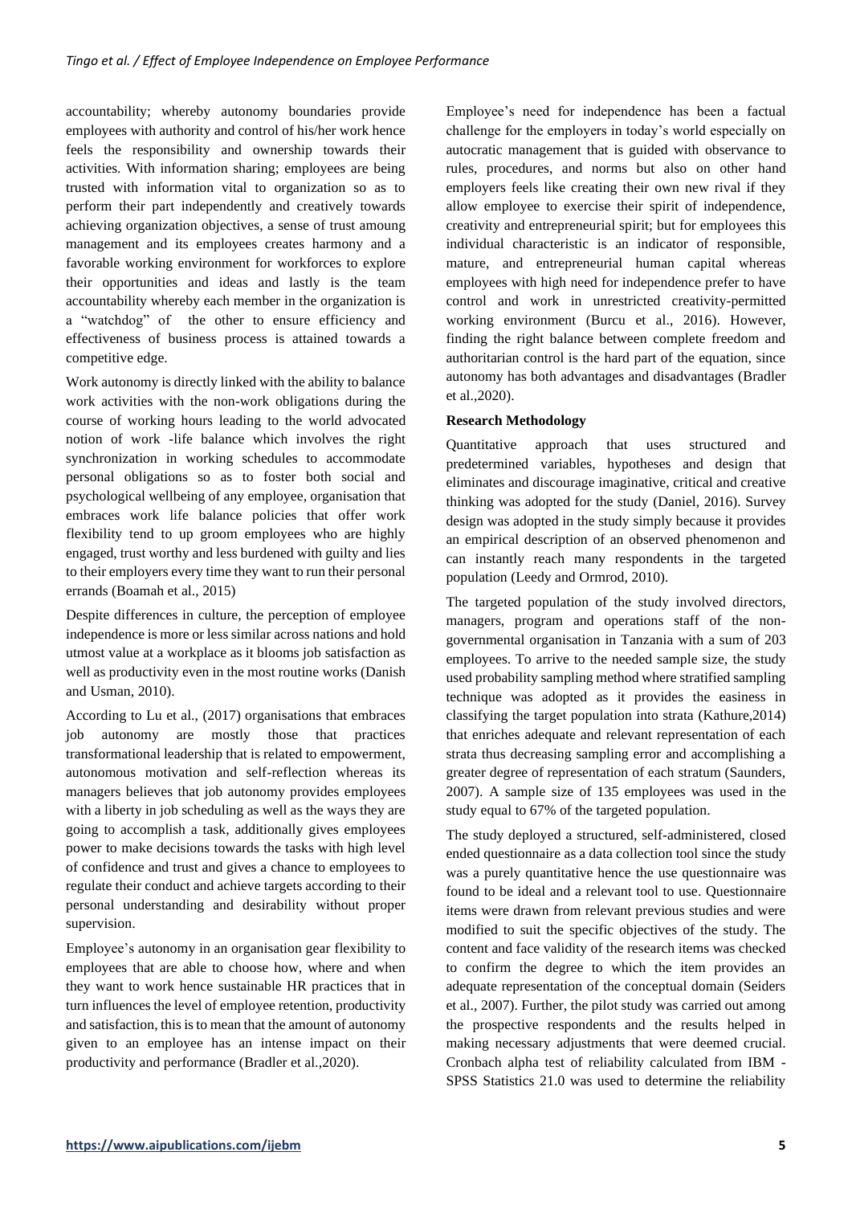accountability; whereby autonomy boundaries provide employees with authority and control of his/her work hence feels the responsibility and ownership towards their activities. With information sharing; employees are being trusted with information vital to organization so as to perform their part independently and creatively towards achieving organization objectives, a sense of trust amoung management and its employees creates harmony and a favorable working environment for workforces to explore their opportunities and ideas and lastly is the team accountability whereby each member in the organization is a "watchdog" of the other to ensure efficiency and effectiveness of business process is attained towards a competitive edge.

Work autonomy is directly linked with the ability to balance work activities with the non-work obligations during the course of working hours leading to the world advocated notion of work -life balance which involves the right synchronization in working schedules to accommodate personal obligations so as to foster both social and psychological wellbeing of any employee, organisation that embraces work life balance policies that offer work flexibility tend to up groom employees who are highly engaged, trust worthy and less burdened with guilty and lies to their employers every time they want to run their personal errands (Boamah et al., 2015)

Despite differences in culture, the perception of employee independence is more or less similar across nations and hold utmost value at a workplace as it blooms job satisfaction as well as productivity even in the most routine works (Danish and Usman, 2010).

According to Lu et al., (2017) organisations that embraces job autonomy are mostly those that practices transformational leadership that is related to empowerment, autonomous motivation and self-reflection whereas its managers believes that job autonomy provides employees with a liberty in job scheduling as well as the ways they are going to accomplish a task, additionally gives employees power to make decisions towards the tasks with high level of confidence and trust and gives a chance to employees to regulate their conduct and achieve targets according to their personal understanding and desirability without proper supervision.

Employee's autonomy in an organisation gear flexibility to employees that are able to choose how, where and when they want to work hence sustainable HR practices that in turn influences the level of employee retention, productivity and satisfaction, this is to mean that the amount of autonomy given to an employee has an intense impact on their productivity and performance (Bradler et al.,2020).

Employee's need for independence has been a factual challenge for the employers in today's world especially on autocratic management that is guided with observance to rules, procedures, and norms but also on other hand employers feels like creating their own new rival if they allow employee to exercise their spirit of independence, creativity and entrepreneurial spirit; but for employees this individual characteristic is an indicator of responsible, mature, and entrepreneurial human capital whereas employees with high need for independence prefer to have control and work in unrestricted creativity-permitted working environment (Burcu et al., 2016). However, finding the right balance between complete freedom and authoritarian control is the hard part of the equation, since autonomy has both advantages and disadvantages (Bradler et al.,2020).

**Research Methodology**

Quantitative approach that uses structured and predetermined variables, hypotheses and design that eliminates and discourage imaginative, critical and creative thinking was adopted for the study (Daniel, 2016). Survey design was adopted in the study simply because it provides an empirical description of an observed phenomenon and can instantly reach many respondents in the targeted population (Leedy and Ormrod, 2010).

The targeted population of the study involved directors, managers, program and operations staff of the non-governmental organisation in Tanzania with a sum of 203 employees. To arrive to the needed sample size, the study used probability sampling method where stratified sampling technique was adopted as it provides the easiness in classifying the target population into strata (Kathure,2014) that enriches adequate and relevant representation of each strata thus decreasing sampling error and accomplishing a greater degree of representation of each stratum (Saunders, 2007). A sample size of 135 employees was used in the study equal to 67% of the targeted population.

The study deployed a structured, self-administered, closed ended questionnaire as a data collection tool since the study was a purely quantitative hence the use questionnaire was found to be ideal and a relevant tool to use. Questionnaire items were drawn from relevant previous studies and were modified to suit the specific objectives of the study. The content and face validity of the research items was checked to confirm the degree to which the item provides an adequate representation of the conceptual domain (Seiders et al., 2007). Further, the pilot study was carried out among the prospective respondents and the results helped in making necessary adjustments that were deemed crucial. Cronbach alpha test of reliability calculated from IBM - SPSS Statistics 21.0 was used to determine the reliability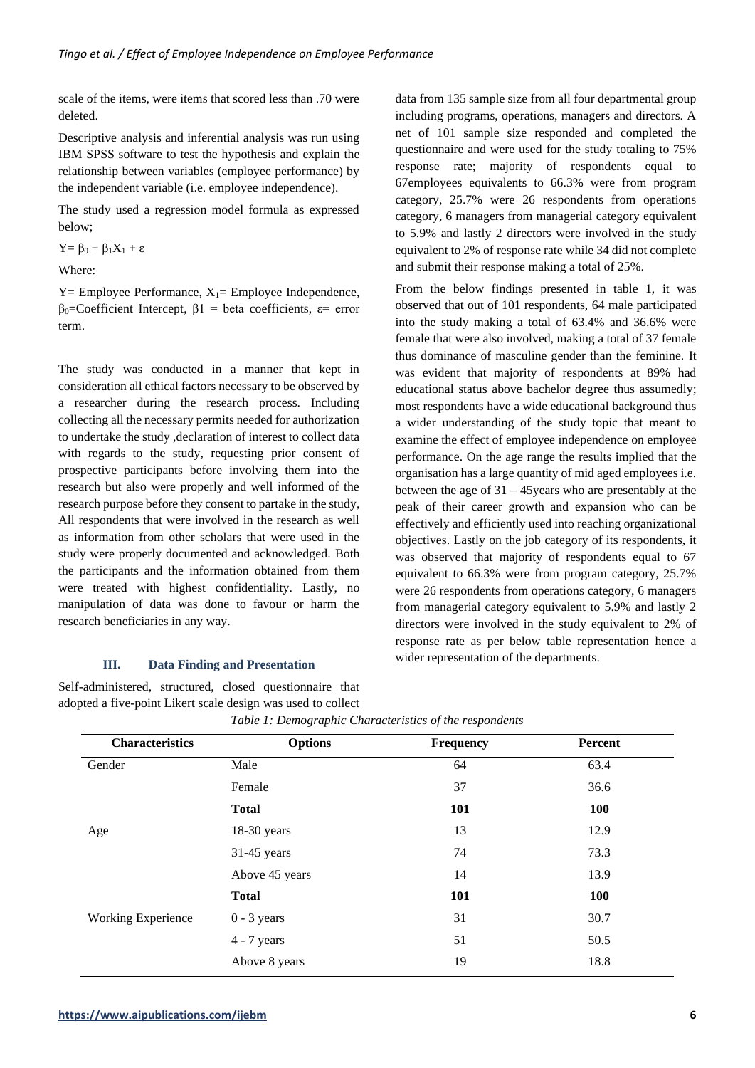scale of the items, were items that scored less than .70 were deleted.

Descriptive analysis and inferential analysis was run using IBM SPSS software to test the hypothesis and explain the relationship between variables (employee performance) by the independent variable (i.e. employee independence).

The study used a regression model formula as expressed below;

$Y = \beta_0 + \beta_1 X_1 + \varepsilon$

Where:

Y= Employee Performance, $X_1$= Employee Independence, $\beta_0$=Coefficient Intercept, $\beta 1$ = beta coefficients, $\varepsilon$= error term.

The study was conducted in a manner that kept in consideration all ethical factors necessary to be observed by a researcher during the research process. Including collecting all the necessary permits needed for authorization to undertake the study ,declaration of interest to collect data with regards to the study, requesting prior consent of prospective participants before involving them into the research but also were properly and well informed of the research purpose before they consent to partake in the study, All respondents that were involved in the research as well as information from other scholars that were used in the study were properly documented and acknowledged. Both the participants and the information obtained from them were treated with highest confidentiality. Lastly, no manipulation of data was done to favour or harm the research beneficiaries in any way.

## III. Data Finding and Presentation

Self-administered, structured, closed questionnaire that adopted a five-point Likert scale design was used to collect data from 135 sample size from all four departmental group including programs, operations, managers and directors. A net of 101 sample size responded and completed the questionnaire and were used for the study totaling to 75% response rate; majority of respondents equal to 67employees equivalents to 66.3% were from program category, 25.7% were 26 respondents from operations category, 6 managers from managerial category equivalent to 5.9% and lastly 2 directors were involved in the study equivalent to 2% of response rate while 34 did not complete and submit their response making a total of 25%.

From the below findings presented in table 1, it was observed that out of 101 respondents, 64 male participated into the study making a total of 63.4% and 36.6% were female that were also involved, making a total of 37 female thus dominance of masculine gender than the feminine. It was evident that majority of respondents at 89% had educational status above bachelor degree thus assumedly; most respondents have a wide educational background thus a wider understanding of the study topic that meant to examine the effect of employee independence on employee performance. On the age range the results implied that the organisation has a large quantity of mid aged employees i.e. between the age of 31 – 45years who are presentably at the peak of their career growth and expansion who can be effectively and efficiently used into reaching organizational objectives. Lastly on the job category of its respondents, it was observed that majority of respondents equal to 67 equivalent to 66.3% were from program category, 25.7% were 26 respondents from operations category, 6 managers from managerial category equivalent to 5.9% and lastly 2 directors were involved in the study equivalent to 2% of response rate as per below table representation hence a wider representation of the departments.

*Table 1: Demographic Characteristics of the respondents*

| Characteristics | Options | Frequency | Percent |
|---|---|---|---|
| Gender | Male | 64 | 63.4 |
| | Female | 37 | 36.6 |
| | **Total** | **101** | **100** |
| Age | 18-30 years | 13 | 12.9 |
| | 31-45 years | 74 | 73.3 |
| | Above 45 years | 14 | 13.9 |
| | **Total** | **101** | **100** |
| Working Experience | 0 - 3 years | 31 | 30.7 |
| | 4 - 7 years | 51 | 50.5 |
| | Above 8 years | 19 | 18.8 |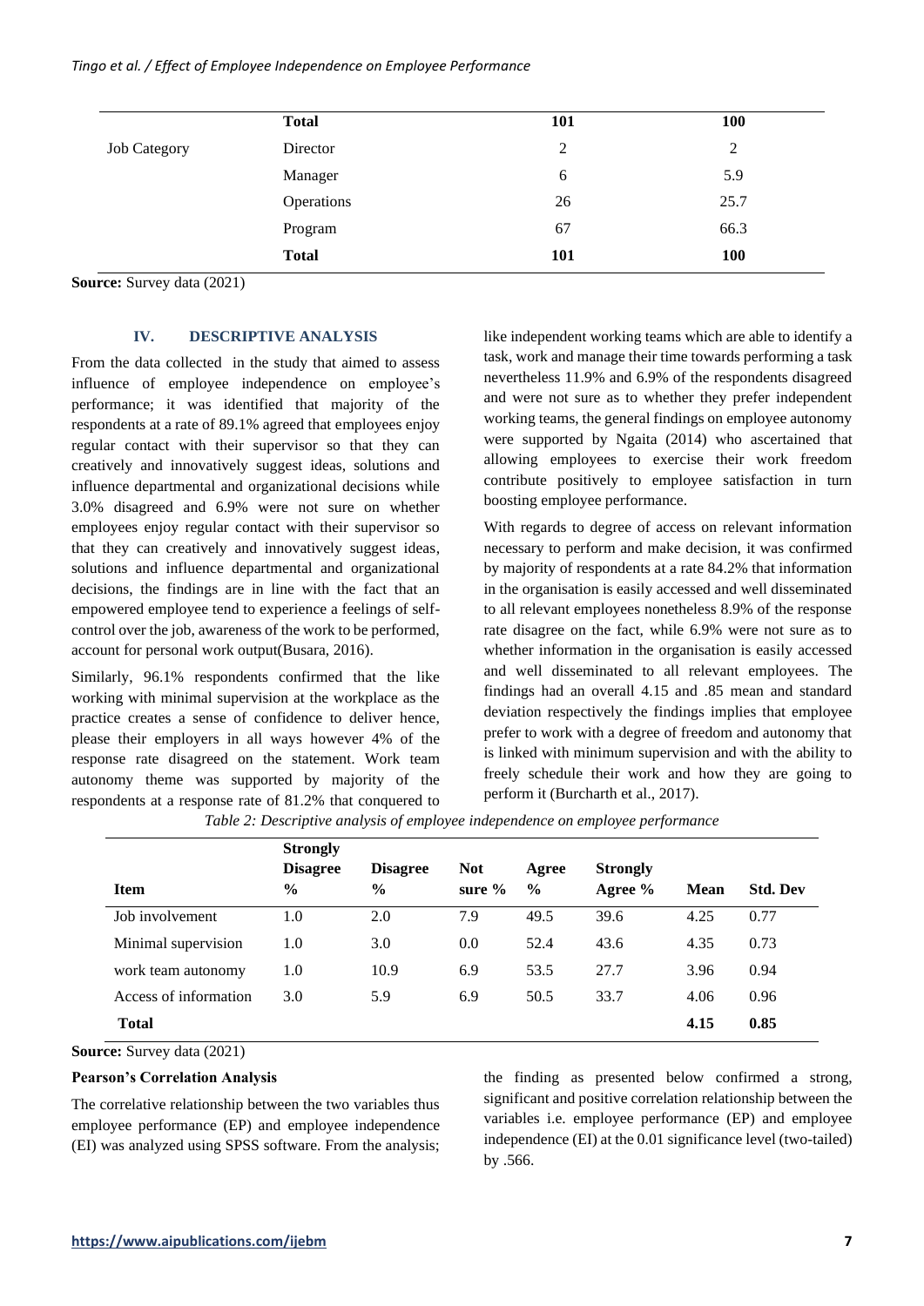| | | | |
|---|---|---|---|
| | **Total** | **101** | **100** |
| Job Category | Director | 2 | 2 |
| | Manager | 6 | 5.9 |
| | Operations | 26 | 25.7 |
| | Program | 67 | 66.3 |
| | **Total** | **101** | **100** |

**Source:** Survey data (2021)

## IV. DESCRIPTIVE ANALYSIS

From the data collected in the study that aimed to assess influence of employee independence on employee's performance; it was identified that majority of the respondents at a rate of 89.1% agreed that employees enjoy regular contact with their supervisor so that they can creatively and innovatively suggest ideas, solutions and influence departmental and organizational decisions while 3.0% disagreed and 6.9% were not sure on whether employees enjoy regular contact with their supervisor so that they can creatively and innovatively suggest ideas, solutions and influence departmental and organizational decisions, the findings are in line with the fact that an empowered employee tend to experience a feelings of self-control over the job, awareness of the work to be performed, account for personal work output(Busara, 2016).

Similarly, 96.1% respondents confirmed that the like working with minimal supervision at the workplace as the practice creates a sense of confidence to deliver hence, please their employers in all ways however 4% of the response rate disagreed on the statement. Work team autonomy theme was supported by majority of the respondents at a response rate of 81.2% that conquered to like independent working teams which are able to identify a task, work and manage their time towards performing a task nevertheless 11.9% and 6.9% of the respondents disagreed and were not sure as to whether they prefer independent working teams, the general findings on employee autonomy were supported by Ngaita (2014) who ascertained that allowing employees to exercise their work freedom contribute positively to employee satisfaction in turn boosting employee performance.

With regards to degree of access on relevant information necessary to perform and make decision, it was confirmed by majority of respondents at a rate 84.2% that information in the organisation is easily accessed and well disseminated to all relevant employees nonetheless 8.9% of the response rate disagree on the fact, while 6.9% were not sure as to whether information in the organisation is easily accessed and well disseminated to all relevant employees. The findings had an overall 4.15 and .85 mean and standard deviation respectively the findings implies that employee prefer to work with a degree of freedom and autonomy that is linked with minimum supervision and with the ability to freely schedule their work and how they are going to perform it (Burcharth et al., 2017).

*Table 2: Descriptive analysis of employee independence on employee performance*

| Item | Strongly Disagree % | Disagree % | Not sure % | Agree % | Strongly Agree % | Mean | Std. Dev |
|---|---|---|---|---|---|---|---|
| Job involvement | 1.0 | 2.0 | 7.9 | 49.5 | 39.6 | 4.25 | 0.77 |
| Minimal supervision | 1.0 | 3.0 | 0.0 | 52.4 | 43.6 | 4.35 | 0.73 |
| work team autonomy | 1.0 | 10.9 | 6.9 | 53.5 | 27.7 | 3.96 | 0.94 |
| Access of information | 3.0 | 5.9 | 6.9 | 50.5 | 33.7 | 4.06 | 0.96 |
| **Total** | | | | | | **4.15** | **0.85** |

**Source:** Survey data (2021)

**Pearson's Correlation Analysis**

The correlative relationship between the two variables thus employee performance (EP) and employee independence (EI) was analyzed using SPSS software. From the analysis; the finding as presented below confirmed a strong, significant and positive correlation relationship between the variables i.e. employee performance (EP) and employee independence (EI) at the 0.01 significance level (two-tailed) by .566.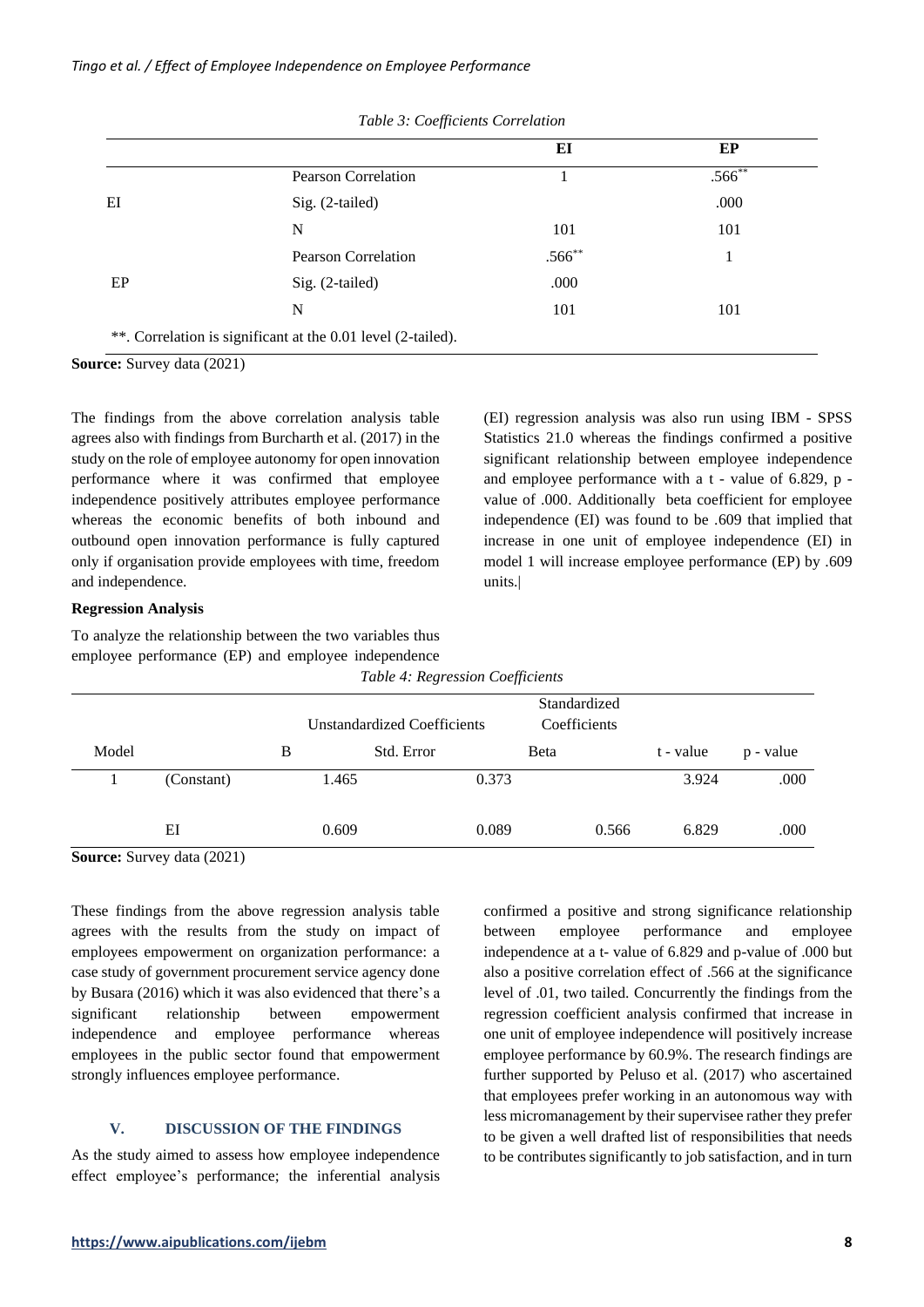*Table 3: Coefficients Correlation*

| | | EI | EP |
|---|---|---|---|
| EI | Pearson Correlation | 1 | .566** |
| | Sig. (2-tailed) | | .000 |
| | N | 101 | 101 |
| EP | Pearson Correlation | .566** | 1 |
| | Sig. (2-tailed) | .000 | |
| | N | 101 | 101 |

**. Correlation is significant at the 0.01 level (2-tailed).

**Source:** Survey data (2021)

The findings from the above correlation analysis table agrees also with findings from Burcharth et al. (2017) in the study on the role of employee autonomy for open innovation performance where it was confirmed that employee independence positively attributes employee performance whereas the economic benefits of both inbound and outbound open innovation performance is fully captured only if organisation provide employees with time, freedom and independence.

**Regression Analysis**

To analyze the relationship between the two variables thus employee performance (EP) and employee independence (EI) regression analysis was also run using IBM - SPSS Statistics 21.0 whereas the findings confirmed a positive significant relationship between employee independence and employee performance with a t - value of 6.829, p - value of .000. Additionally beta coefficient for employee independence (EI) was found to be .609 that implied that increase in one unit of employee independence (EI) in model 1 will increase employee performance (EP) by .609 units.|

*Table 4: Regression Coefficients*

| Model | | Unstandardized Coefficients | | Standardized Coefficients | | |
|---|---|---|---|---|---|---|
| | | B | Std. Error | Beta | t - value | p - value |
| 1 | (Constant) | 1.465 | 0.373 | | 3.924 | .000 |
| | EI | 0.609 | 0.089 | 0.566 | 6.829 | .000 |

**Source:** Survey data (2021)

These findings from the above regression analysis table agrees with the results from the study on impact of employees empowerment on organization performance: a case study of government procurement service agency done by Busara (2016) which it was also evidenced that there's a significant relationship between empowerment independence and employee performance whereas employees in the public sector found that empowerment strongly influences employee performance.

## V. DISCUSSION OF THE FINDINGS

As the study aimed to assess how employee independence effect employee's performance; the inferential analysis confirmed a positive and strong significance relationship between employee performance and employee independence at a t- value of 6.829 and p-value of .000 but also a positive correlation effect of .566 at the significance level of .01, two tailed. Concurrently the findings from the regression coefficient analysis confirmed that increase in one unit of employee independence will positively increase employee performance by 60.9%. The research findings are further supported by Peluso et al. (2017) who ascertained that employees prefer working in an autonomous way with less micromanagement by their supervisee rather they prefer to be given a well drafted list of responsibilities that needs to be contributes significantly to job satisfaction, and in turn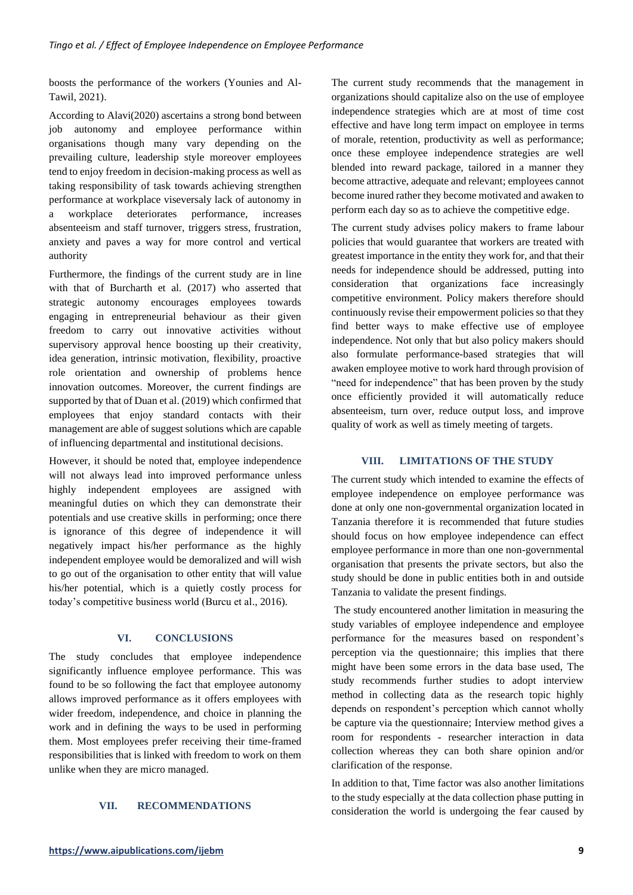boosts the performance of the workers (Younies and Al-Tawil, 2021).

According to Alavi(2020) ascertains a strong bond between job autonomy and employee performance within organisations though many vary depending on the prevailing culture, leadership style moreover employees tend to enjoy freedom in decision-making process as well as taking responsibility of task towards achieving strengthen performance at workplace viseversaly lack of autonomy in a workplace deteriorates performance, increases absenteeism and staff turnover, triggers stress, frustration, anxiety and paves a way for more control and vertical authority

Furthermore, the findings of the current study are in line with that of Burcharth et al. (2017) who asserted that strategic autonomy encourages employees towards engaging in entrepreneurial behaviour as their given freedom to carry out innovative activities without supervisory approval hence boosting up their creativity, idea generation, intrinsic motivation, flexibility, proactive role orientation and ownership of problems hence innovation outcomes. Moreover, the current findings are supported by that of Duan et al. (2019) which confirmed that employees that enjoy standard contacts with their management are able of suggest solutions which are capable of influencing departmental and institutional decisions.

However, it should be noted that, employee independence will not always lead into improved performance unless highly independent employees are assigned with meaningful duties on which they can demonstrate their potentials and use creative skills in performing; once there is ignorance of this degree of independence it will negatively impact his/her performance as the highly independent employee would be demoralized and will wish to go out of the organisation to other entity that will value his/her potential, which is a quietly costly process for today's competitive business world (Burcu et al., 2016).

## VI. CONCLUSIONS

The study concludes that employee independence significantly influence employee performance. This was found to be so following the fact that employee autonomy allows improved performance as it offers employees with wider freedom, independence, and choice in planning the work and in defining the ways to be used in performing them. Most employees prefer receiving their time-framed responsibilities that is linked with freedom to work on them unlike when they are micro managed.

## VII. RECOMMENDATIONS

The current study recommends that the management in organizations should capitalize also on the use of employee independence strategies which are at most of time cost effective and have long term impact on employee in terms of morale, retention, productivity as well as performance; once these employee independence strategies are well blended into reward package, tailored in a manner they become attractive, adequate and relevant; employees cannot become inured rather they become motivated and awaken to perform each day so as to achieve the competitive edge.

The current study advises policy makers to frame labour policies that would guarantee that workers are treated with greatest importance in the entity they work for, and that their needs for independence should be addressed, putting into consideration that organizations face increasingly competitive environment. Policy makers therefore should continuously revise their empowerment policies so that they find better ways to make effective use of employee independence. Not only that but also policy makers should also formulate performance-based strategies that will awaken employee motive to work hard through provision of "need for independence" that has been proven by the study once efficiently provided it will automatically reduce absenteeism, turn over, reduce output loss, and improve quality of work as well as timely meeting of targets.

## VIII. LIMITATIONS OF THE STUDY

The current study which intended to examine the effects of employee independence on employee performance was done at only one non-governmental organization located in Tanzania therefore it is recommended that future studies should focus on how employee independence can effect employee performance in more than one non-governmental organisation that presents the private sectors, but also the study should be done in public entities both in and outside Tanzania to validate the present findings.

The study encountered another limitation in measuring the study variables of employee independence and employee performance for the measures based on respondent's perception via the questionnaire; this implies that there might have been some errors in the data base used, The study recommends further studies to adopt interview method in collecting data as the research topic highly depends on respondent's perception which cannot wholly be capture via the questionnaire; Interview method gives a room for respondents - researcher interaction in data collection whereas they can both share opinion and/or clarification of the response.

In addition to that, Time factor was also another limitations to the study especially at the data collection phase putting in consideration the world is undergoing the fear caused by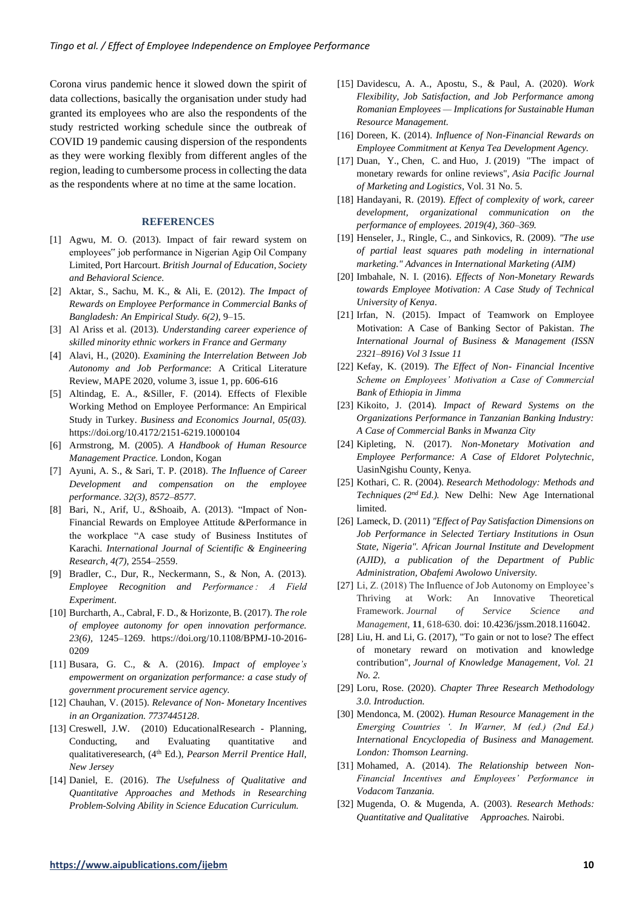Corona virus pandemic hence it slowed down the spirit of data collections, basically the organisation under study had granted its employees who are also the respondents of the study restricted working schedule since the outbreak of COVID 19 pandemic causing dispersion of the respondents as they were working flexibly from different angles of the region, leading to cumbersome process in collecting the data as the respondents where at no time at the same location.

## REFERENCES

[1] Agwu, M. O. (2013). Impact of fair reward system on employees" job performance in Nigerian Agip Oil Company Limited, Port Harcourt. *British Journal of Education, Society and Behavioral Science.*

[2] Aktar, S., Sachu, M. K., & Ali, E. (2012). *The Impact of Rewards on Employee Performance in Commercial Banks of Bangladesh: An Empirical Study. 6(2)*, 9–15.

[3] Al Ariss et al. (2013). *Understanding career experience of skilled minority ethnic workers in France and Germany*

[4] Alavi, H., (2020). *Examining the Interrelation Between Job Autonomy and Job Performance*: A Critical Literature Review, MAPE 2020, volume 3, issue 1, pp. 606-616

[5] Altindag, E. A., &Siller, F. (2014). Effects of Flexible Working Method on Employee Performance: An Empirical Study in Turkey. *Business and Economics Journal, 05(03).* https://doi.org/10.4172/2151-6219.1000104

[6] Armstrong, M. (2005). *A Handbook of Human Resource Management Practice.* London, Kogan

[7] Ayuni, A. S., & Sari, T. P. (2018). *The Influence of Career Development and compensation on the employee performance. 32(3), 8572–8577.*

[8] Bari, N., Arif, U., &Shoaib, A. (2013). "Impact of Non-Financial Rewards on Employee Attitude &Performance in the workplace "A case study of Business Institutes of Karachi. *International Journal of Scientific & Engineering Research, 4(7),* 2554–2559.

[9] Bradler, C., Dur, R., Neckermann, S., & Non, A. (2013). *Employee Recognition and Performance : A Field Experiment*.

[10] Burcharth, A., Cabral, F. D., & Horizonte, B. (2017). *The role of employee autonomy for open innovation performance. 23(6),* 1245–1269. https://doi.org/10.1108/BPMJ-10-2016-0209

[11] Busara, G. C., & A. (2016). *Impact of employee's empowerment on organization performance: a case study of government procurement service agency.*

[12] Chauhan, V. (2015). *Relevance of Non- Monetary Incentives in an Organization. 7737445128*.

[13] Creswell, J.W. (2010) EducationalResearch - Planning, Conducting, and Evaluating quantitative and qualitativeresearch, (4th Ed.), *Pearson Merril Prentice Hall, New Jersey*

[14] Daniel, E. (2016). *The Usefulness of Qualitative and Quantitative Approaches and Methods in Researching Problem-Solving Ability in Science Education Curriculum.*

[15] Davidescu, A. A., Apostu, S., & Paul, A. (2020). *Work Flexibility, Job Satisfaction, and Job Performance among Romanian Employees — Implications for Sustainable Human Resource Management.*

[16] Doreen, K. (2014). *Influence of Non-Financial Rewards on Employee Commitment at Kenya Tea Development Agency.*

[17] Duan, Y., Chen, C. and Huo, J. (2019) "The impact of monetary rewards for online reviews", *Asia Pacific Journal of Marketing and Logistics*, Vol. 31 No. 5.

[18] Handayani, R. (2019). *Effect of complexity of work, career development, organizational communication on the performance of employees. 2019(4), 360–369.*

[19] Henseler, J., Ringle, C., and Sinkovics, R. (2009). *"The use of partial least squares path modeling in international marketing." Advances in International Marketing (AIM)*

[20] Imbahale, N. I. (2016). *Effects of Non-Monetary Rewards towards Employee Motivation: A Case Study of Technical University of Kenya*.

[21] Irfan, N. (2015). Impact of Teamwork on Employee Motivation: A Case of Banking Sector of Pakistan. *The International Journal of Business & Management (ISSN 2321–8916) Vol 3 Issue 11*

[22] Kefay, K. (2019). *The Effect of Non- Financial Incentive Scheme on Employees' Motivation a Case of Commercial Bank of Ethiopia in Jimma*

[23] Kikoito, J. (2014). *Impact of Reward Systems on the Organizations Performance in Tanzanian Banking Industry: A Case of Commercial Banks in Mwanza City*

[24] Kipleting, N. (2017). *Non-Monetary Motivation and Employee Performance: A Case of Eldoret Polytechnic,* UasinNgishu County, Kenya.

[25] Kothari, C. R. (2004). *Research Methodology: Methods and Techniques (2nd Ed.).* New Delhi: New Age International limited.

[26] Lameck, D. (2011) *"Effect of Pay Satisfaction Dimensions on Job Performance in Selected Tertiary Institutions in Osun State, Nigeria". African Journal Institute and Development (AJID), a publication of the Department of Public Administration, Obafemi Awolowo University.*

[27] Li, Z. (2018) The Influence of Job Autonomy on Employee's Thriving at Work: An Innovative Theoretical Framework. *Journal of Service Science and Management*, **11**, 618-630. doi: 10.4236/jssm.2018.116042.

[28] Liu, H. and Li, G. (2017), "To gain or not to lose? The effect of monetary reward on motivation and knowledge contribution", *Journal of Knowledge Management*, *Vol. 21 No. 2.*

[29] Loru, Rose. (2020). *Chapter Three Research Methodology 3.0. Introduction.*

[30] Mendonca, M. (2002). *Human Resource Management in the Emerging Countries '. In Warner, M (ed.) (2nd Ed.) International Encyclopedia of Business and Management. London: Thomson Learning.*

[31] Mohamed, A. (2014). *The Relationship between Non-Financial Incentives and Employees' Performance in Vodacom Tanzania.*

[32] Mugenda, O. & Mugenda, A. (2003). *Research Methods: Quantitative and Qualitative Approaches.* Nairobi.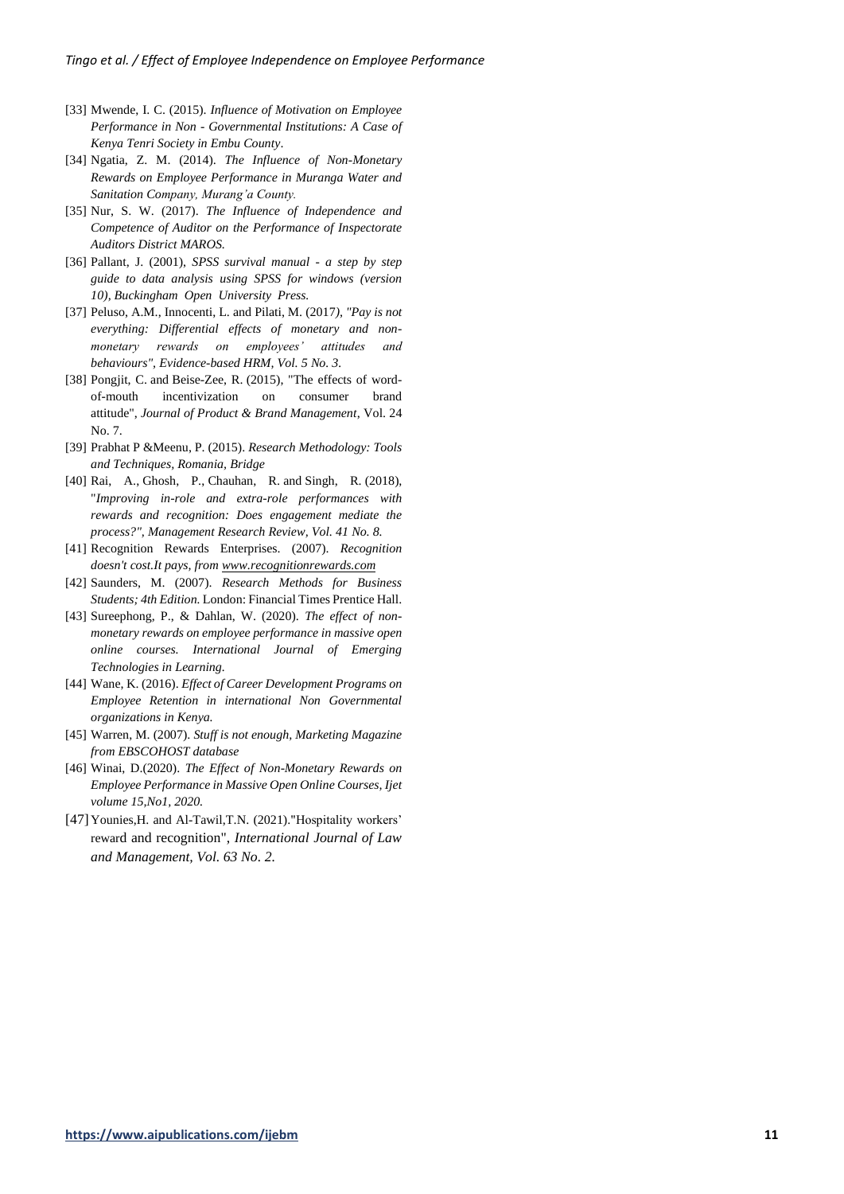[33] Mwende, I. C. (2015). *Influence of Motivation on Employee Performance in Non - Governmental Institutions: A Case of Kenya Tenri Society in Embu County*.

[34] Ngatia, Z. M. (2014). *The Influence of Non-Monetary Rewards on Employee Performance in Muranga Water and Sanitation Company, Murang'a County.*

[35] Nur, S. W. (2017). *The Influence of Independence and Competence of Auditor on the Performance of Inspectorate Auditors District MAROS.*

[36] Pallant, J. (2001), *SPSS survival manual - a step by step guide to data analysis using SPSS for windows (version 10), Buckingham Open University Press.*

[37] Peluso, A.M., Innocenti, L. and Pilati, M. (2017), *"Pay is not everything: Differential effects of monetary and non-monetary rewards on employees' attitudes and behaviours", Evidence-based HRM, Vol. 5 No. 3.*

[38] Pongjit, C. and Beise-Zee, R. (2015), "The effects of word-of-mouth incentivization on consumer brand attitude", *Journal of Product & Brand Management*, Vol. 24 No. 7.

[39] Prabhat P &Meenu, P. (2015). *Research Methodology: Tools and Techniques, Romania, Bridge*

[40] Rai, A., Ghosh, P., Chauhan, R. and Singh, R. (2018), "*Improving in-role and extra-role performances with rewards and recognition: Does engagement mediate the process?", Management Research Review, Vol. 41 No. 8.*

[41] Recognition Rewards Enterprises. (2007). *Recognition doesn't cost.It pays, from www.recognitionrewards.com*

[42] Saunders, M. (2007). *Research Methods for Business Students; 4th Edition.* London: Financial Times Prentice Hall.

[43] Sureephong, P., & Dahlan, W. (2020). *The effect of non-monetary rewards on employee performance in massive open online courses. International Journal of Emerging Technologies in Learning.*

[44] Wane, K. (2016). *Effect of Career Development Programs on Employee Retention in international Non Governmental organizations in Kenya.*

[45] Warren, M. (2007). *Stuff is not enough, Marketing Magazine from EBSCOHOST database*

[46] Winai, D.(2020). *The Effect of Non-Monetary Rewards on Employee Performance in Massive Open Online Courses, Ijet volume 15,No1, 2020.*

[47] Younies,H. and Al-Tawil,T.N. (2021)."Hospitality workers' reward and recognition", *International Journal of Law and Management, Vol. 63 No. 2.*